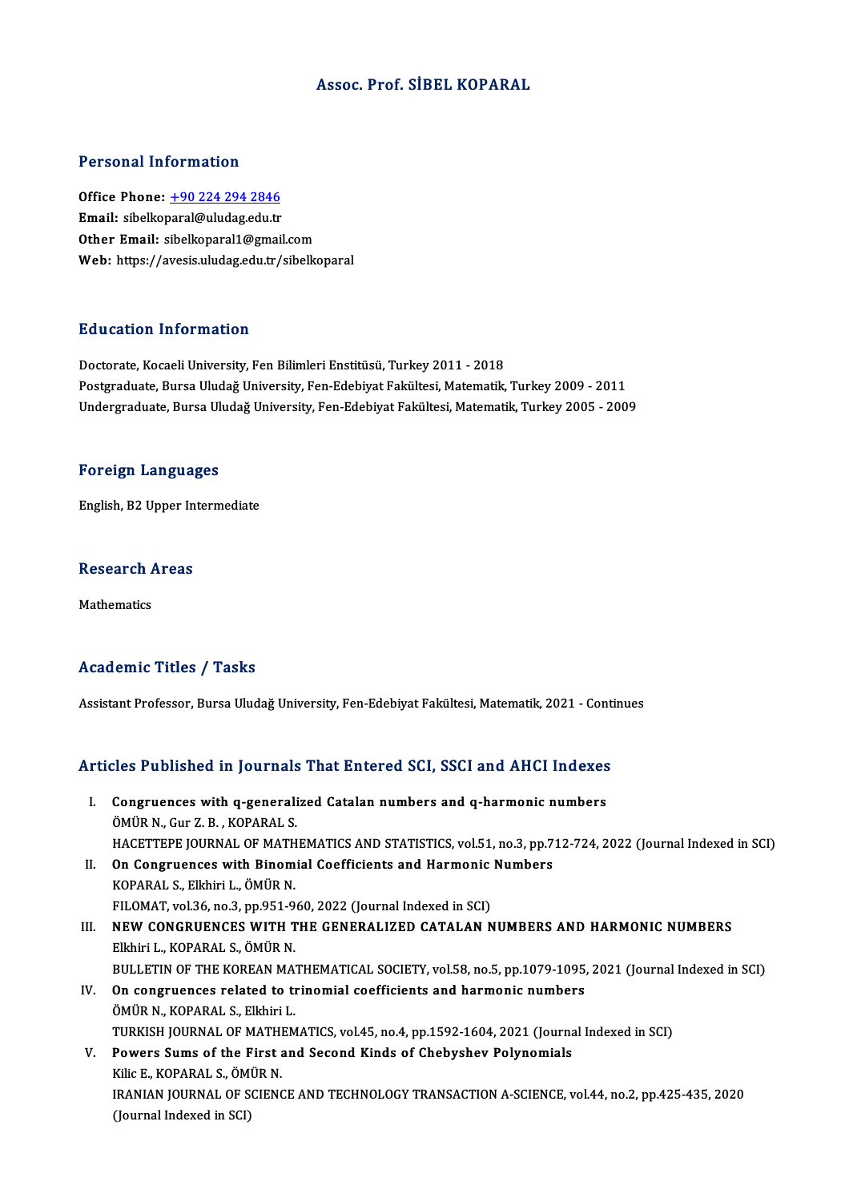# Assoc. Prof. SİBEL KOPARAL

## Personal Information

**Office Phone:** +90 224 294 2846
**Email:** sibelkoparal@uludag.edu.tr
**Other Email:** sibelkoparal1@gmail.com
**Web:** https://avesis.uludag.edu.tr/sibelkoparal

## Education Information

Doctorate, Kocaeli University, Fen Bilimleri Enstitüsü, Turkey 2011 - 2018
Postgraduate, Bursa Uludağ University, Fen-Edebiyat Fakültesi, Matematik, Turkey 2009 - 2011
Undergraduate, Bursa Uludağ University, Fen-Edebiyat Fakültesi, Matematik, Turkey 2005 - 2009

## Foreign Languages

English, B2 Upper Intermediate

## Research Areas

Mathematics

## Academic Titles / Tasks

Assistant Professor, Bursa Uludağ University, Fen-Edebiyat Fakültesi, Matematik, 2021 - Continues

## Articles Published in Journals That Entered SCI, SSCI and AHCI Indexes

I. **Congruences with q-generalized Catalan numbers and q-harmonic numbers**
ÖMÜR N., Gur Z. B. , KOPARAL S.
HACETTEPE JOURNAL OF MATHEMATICS AND STATISTICS, vol.51, no.3, pp.712-724, 2022 (Journal Indexed in SCI)

II. **On Congruences with Binomial Coefficients and Harmonic Numbers**
KOPARAL S., Elkhiri L., ÖMÜR N.
FILOMAT, vol.36, no.3, pp.951-960, 2022 (Journal Indexed in SCI)

III. **NEW CONGRUENCES WITH THE GENERALIZED CATALAN NUMBERS AND HARMONIC NUMBERS**
Elkhiri L., KOPARAL S., ÖMÜR N.
BULLETIN OF THE KOREAN MATHEMATICAL SOCIETY, vol.58, no.5, pp.1079-1095, 2021 (Journal Indexed in SCI)

IV. **On congruences related to trinomial coefficients and harmonic numbers**
ÖMÜR N., KOPARAL S., Elkhiri L.
TURKISH JOURNAL OF MATHEMATICS, vol.45, no.4, pp.1592-1604, 2021 (Journal Indexed in SCI)

V. **Powers Sums of the First and Second Kinds of Chebyshev Polynomials**
Kilic E., KOPARAL S., ÖMÜR N.
IRANIAN JOURNAL OF SCIENCE AND TECHNOLOGY TRANSACTION A-SCIENCE, vol.44, no.2, pp.425-435, 2020 (Journal Indexed in SCI)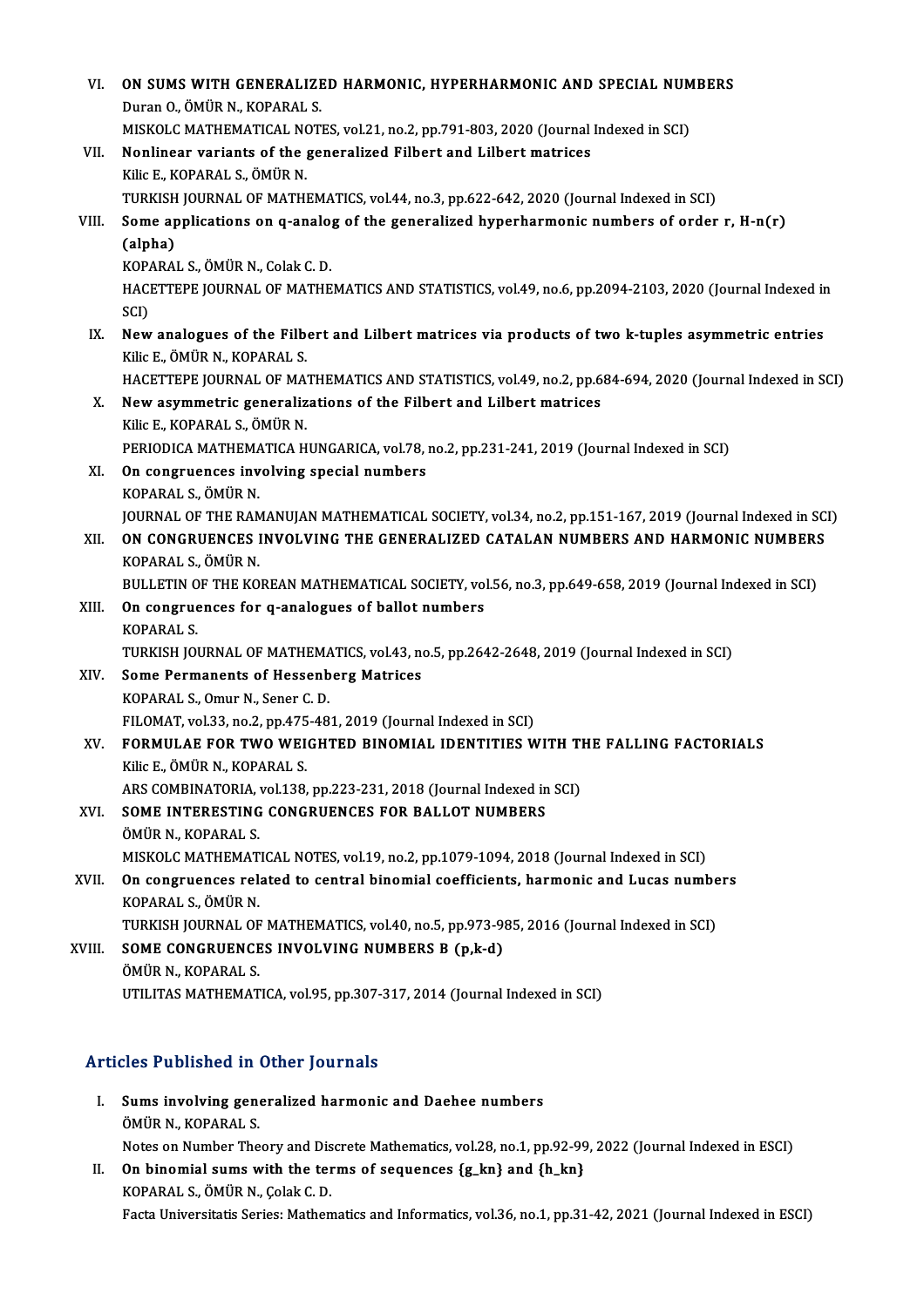VI. **ON SUMS WITH GENERALIZED HARMONIC, HYPERHARMONIC AND SPECIAL NUMBERS**
Duran O., ÖMÜR N., KOPARAL S.
MISKOLC MATHEMATICAL NOTES, vol.21, no.2, pp.791-803, 2020 (Journal Indexed in SCI)

VII. **Nonlinear variants of the generalized Filbert and Lilbert matrices**
Kilic E., KOPARAL S., ÖMÜR N.
TURKISH JOURNAL OF MATHEMATICS, vol.44, no.3, pp.622-642, 2020 (Journal Indexed in SCI)

VIII. **Some applications on q-analog of the generalized hyperharmonic numbers of order r, H-n(r) (alpha)**
KOPARAL S., ÖMÜR N., Colak C. D.
HACETTEPE JOURNAL OF MATHEMATICS AND STATISTICS, vol.49, no.6, pp.2094-2103, 2020 (Journal Indexed in SCI)

IX. **New analogues of the Filbert and Lilbert matrices via products of two k-tuples asymmetric entries**
Kilic E., ÖMÜR N., KOPARAL S.
HACETTEPE JOURNAL OF MATHEMATICS AND STATISTICS, vol.49, no.2, pp.684-694, 2020 (Journal Indexed in SCI)

X. **New asymmetric generalizations of the Filbert and Lilbert matrices**
Kilic E., KOPARAL S., ÖMÜR N.
PERIODICA MATHEMATICA HUNGARICA, vol.78, no.2, pp.231-241, 2019 (Journal Indexed in SCI)

XI. **On congruences involving special numbers**
KOPARAL S., ÖMÜR N.
JOURNAL OF THE RAMANUJAN MATHEMATICAL SOCIETY, vol.34, no.2, pp.151-167, 2019 (Journal Indexed in SCI)

XII. **ON CONGRUENCES INVOLVING THE GENERALIZED CATALAN NUMBERS AND HARMONIC NUMBERS**
KOPARAL S., ÖMÜR N.
BULLETIN OF THE KOREAN MATHEMATICAL SOCIETY, vol.56, no.3, pp.649-658, 2019 (Journal Indexed in SCI)

XIII. **On congruences for q-analogues of ballot numbers**
KOPARAL S.
TURKISH JOURNAL OF MATHEMATICS, vol.43, no.5, pp.2642-2648, 2019 (Journal Indexed in SCI)

XIV. **Some Permanents of Hessenberg Matrices**
KOPARAL S., Omur N., Sener C. D.
FILOMAT, vol.33, no.2, pp.475-481, 2019 (Journal Indexed in SCI)

XV. **FORMULAE FOR TWO WEIGHTED BINOMIAL IDENTITIES WITH THE FALLING FACTORIALS**
Kilic E., ÖMÜR N., KOPARAL S.
ARS COMBINATORIA, vol.138, pp.223-231, 2018 (Journal Indexed in SCI)

XVI. **SOME INTERESTING CONGRUENCES FOR BALLOT NUMBERS**
ÖMÜR N., KOPARAL S.
MISKOLC MATHEMATICAL NOTES, vol.19, no.2, pp.1079-1094, 2018 (Journal Indexed in SCI)

XVII. **On congruences related to central binomial coefficients, harmonic and Lucas numbers**
KOPARAL S., ÖMÜR N.
TURKISH JOURNAL OF MATHEMATICS, vol.40, no.5, pp.973-985, 2016 (Journal Indexed in SCI)

XVIII. **SOME CONGRUENCES INVOLVING NUMBERS B (p,k-d)**
ÖMÜR N., KOPARAL S.
UTILITAS MATHEMATICA, vol.95, pp.307-317, 2014 (Journal Indexed in SCI)

## Articles Published in Other Journals

I. **Sums involving generalized harmonic and Daehee numbers**
ÖMÜR N., KOPARAL S.
Notes on Number Theory and Discrete Mathematics, vol.28, no.1, pp.92-99, 2022 (Journal Indexed in ESCI)

II. **On binomial sums with the terms of sequences {g_kn} and {h_kn}**
KOPARAL S., ÖMÜR N., Çolak C. D.
Facta Universitatis Series: Mathematics and Informatics, vol.36, no.1, pp.31-42, 2021 (Journal Indexed in ESCI)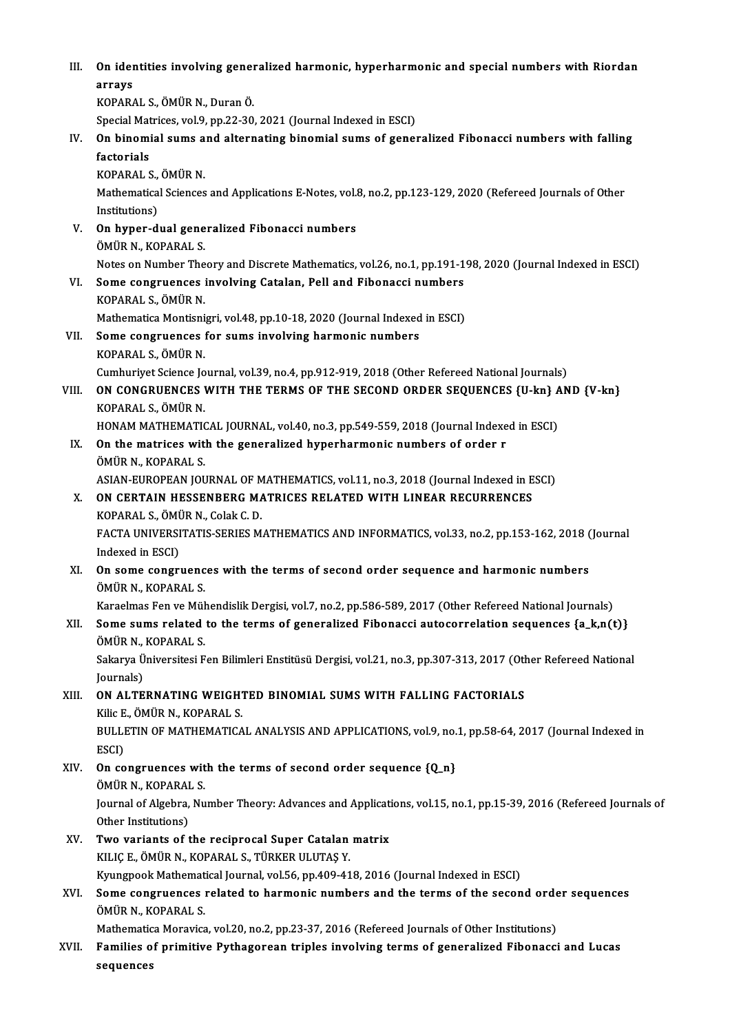III. **On identities involving generalized harmonic, hyperharmonic and special numbers with Riordan arrays**
KOPARAL S., ÖMÜR N., Duran Ö.
Special Matrices, vol.9, pp.22-30, 2021 (Journal Indexed in ESCI)

IV. **On binomial sums and alternating binomial sums of generalized Fibonacci numbers with falling factorials**
KOPARAL S., ÖMÜR N.
Mathematical Sciences and Applications E-Notes, vol.8, no.2, pp.123-129, 2020 (Refereed Journals of Other Institutions)

V. **On hyper-dual generalized Fibonacci numbers**
ÖMÜR N., KOPARAL S.
Notes on Number Theory and Discrete Mathematics, vol.26, no.1, pp.191-198, 2020 (Journal Indexed in ESCI)

VI. **Some congruences involving Catalan, Pell and Fibonacci numbers**
KOPARAL S., ÖMÜR N.
Mathematica Montisnigri, vol.48, pp.10-18, 2020 (Journal Indexed in ESCI)

VII. **Some congruences for sums involving harmonic numbers**
KOPARAL S., ÖMÜR N.
Cumhuriyet Science Journal, vol.39, no.4, pp.912-919, 2018 (Other Refereed National Journals)

VIII. **ON CONGRUENCES WITH THE TERMS OF THE SECOND ORDER SEQUENCES {U-kn} AND {V-kn}**
KOPARAL S., ÖMÜR N.
HONAM MATHEMATICAL JOURNAL, vol.40, no.3, pp.549-559, 2018 (Journal Indexed in ESCI)

IX. **On the matrices with the generalized hyperharmonic numbers of order r**
ÖMÜR N., KOPARAL S.
ASIAN-EUROPEAN JOURNAL OF MATHEMATICS, vol.11, no.3, 2018 (Journal Indexed in ESCI)

X. **ON CERTAIN HESSENBERG MATRICES RELATED WITH LINEAR RECURRENCES**
KOPARAL S., ÖMÜR N., Colak C. D.
FACTA UNIVERSITATIS-SERIES MATHEMATICS AND INFORMATICS, vol.33, no.2, pp.153-162, 2018 (Journal Indexed in ESCI)

XI. **On some congruences with the terms of second order sequence and harmonic numbers**
ÖMÜR N., KOPARAL S.
Karaelmas Fen ve Mühendislik Dergisi, vol.7, no.2, pp.586-589, 2017 (Other Refereed National Journals)

XII. **Some sums related to the terms of generalized Fibonacci autocorrelation sequences {a_k,n(t)}**
ÖMÜR N., KOPARAL S.
Sakarya Üniversitesi Fen Bilimleri Enstitüsü Dergisi, vol.21, no.3, pp.307-313, 2017 (Other Refereed National Journals)

XIII. **ON ALTERNATING WEIGHTED BINOMIAL SUMS WITH FALLING FACTORIALS**
Kilic E., ÖMÜR N., KOPARAL S.
BULLETIN OF MATHEMATICAL ANALYSIS AND APPLICATIONS, vol.9, no.1, pp.58-64, 2017 (Journal Indexed in ESCI)

XIV. **On congruences with the terms of second order sequence {Q_n}**
ÖMÜR N., KOPARAL S.
Journal of Algebra, Number Theory: Advances and Applications, vol.15, no.1, pp.15-39, 2016 (Refereed Journals of Other Institutions)

XV. **Two variants of the reciprocal Super Catalan matrix**
KILIÇ E., ÖMÜR N., KOPARAL S., TÜRKER ULUTAŞ Y.
Kyungpook Mathematical Journal, vol.56, pp.409-418, 2016 (Journal Indexed in ESCI)

XVI. **Some congruences related to harmonic numbers and the terms of the second order sequences**
ÖMÜR N., KOPARAL S.
Mathematica Moravica, vol.20, no.2, pp.23-37, 2016 (Refereed Journals of Other Institutions)

XVII. **Families of primitive Pythagorean triples involving terms of generalized Fibonacci and Lucas sequences**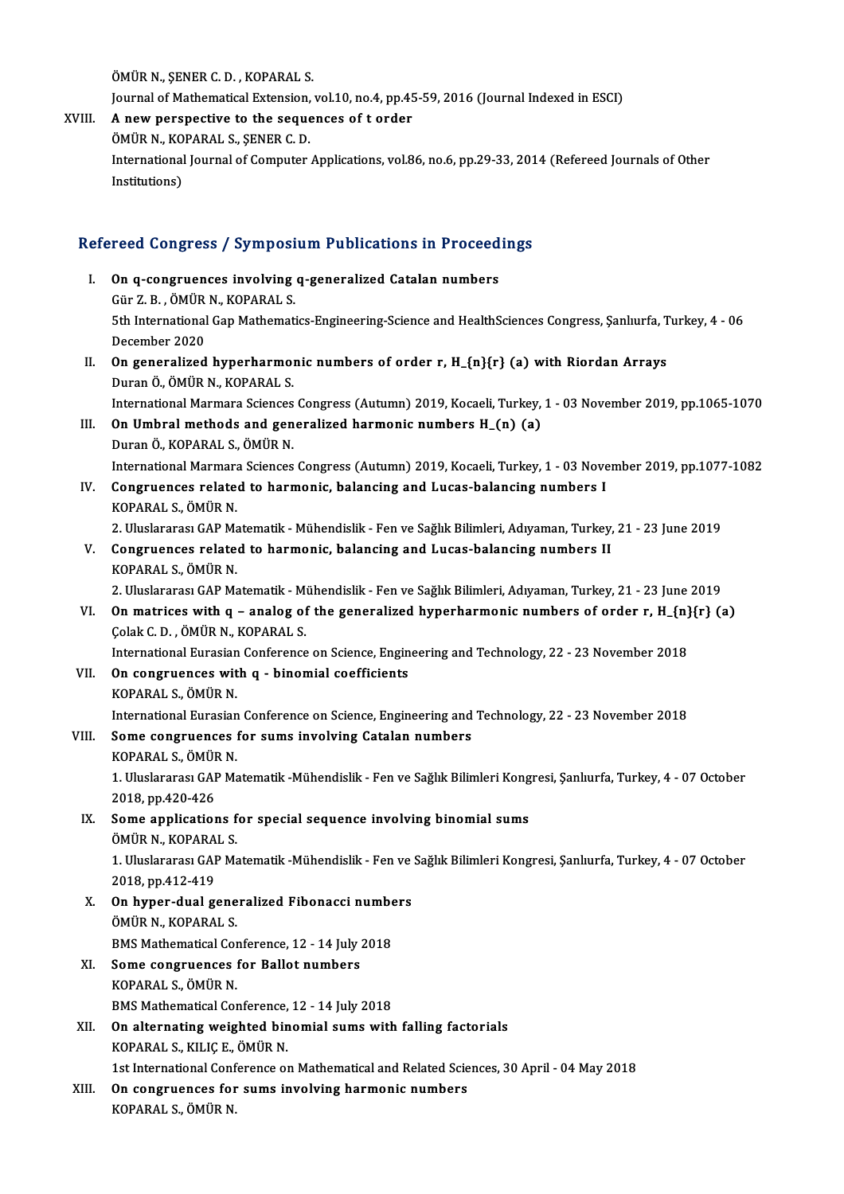ÖMÜR N., ŞENER C. D. , KOPARAL S.
Journal of Mathematical Extension, vol.10, no.4, pp.45-59, 2016 (Journal Indexed in ESCI)

XVIII. **A new perspective to the sequences of t order**
ÖMÜR N., KOPARAL S., ŞENER C. D.
International Journal of Computer Applications, vol.86, no.6, pp.29-33, 2014 (Refereed Journals of Other Institutions)

## Refereed Congress / Symposium Publications in Proceedings

I. **On q-congruences involving q-generalized Catalan numbers**
Gür Z. B. , ÖMÜR N., KOPARAL S.
5th International Gap Mathematics-Engineering-Science and HealthSciences Congress, Şanlıurfa, Turkey, 4 - 06 December 2020

II. **On generalized hyperharmonic numbers of order r, H_{n}{r} (a) with Riordan Arrays**
Duran Ö., ÖMÜR N., KOPARAL S.
International Marmara Sciences Congress (Autumn) 2019, Kocaeli, Turkey, 1 - 03 November 2019, pp.1065-1070

III. **On Umbral methods and generalized harmonic numbers H_(n) (a)**
Duran Ö., KOPARAL S., ÖMÜR N.
International Marmara Sciences Congress (Autumn) 2019, Kocaeli, Turkey, 1 - 03 November 2019, pp.1077-1082

IV. **Congruences related to harmonic, balancing and Lucas-balancing numbers I**
KOPARAL S., ÖMÜR N.
2. Uluslararası GAP Matematik - Mühendislik - Fen ve Sağlık Bilimleri, Adıyaman, Turkey, 21 - 23 June 2019

V. **Congruences related to harmonic, balancing and Lucas-balancing numbers II**
KOPARAL S., ÖMÜR N.
2. Uluslararası GAP Matematik - Mühendislik - Fen ve Sağlık Bilimleri, Adıyaman, Turkey, 21 - 23 June 2019

VI. **On matrices with q – analog of the generalized hyperharmonic numbers of order r, H_{n}{r} (a)**
Çolak C. D. , ÖMÜR N., KOPARAL S.
International Eurasian Conference on Science, Engineering and Technology, 22 - 23 November 2018

VII. **On congruences with q - binomial coefficients**
KOPARAL S., ÖMÜR N.
International Eurasian Conference on Science, Engineering and Technology, 22 - 23 November 2018

VIII. **Some congruences for sums involving Catalan numbers**
KOPARAL S., ÖMÜR N.
1. Uluslararası GAP Matematik -Mühendislik - Fen ve Sağlık Bilimleri Kongresi, Şanlıurfa, Turkey, 4 - 07 October 2018, pp.420-426

IX. **Some applications for special sequence involving binomial sums**
ÖMÜR N., KOPARAL S.
1. Uluslararası GAP Matematik -Mühendislik - Fen ve Sağlık Bilimleri Kongresi, Şanlıurfa, Turkey, 4 - 07 October 2018, pp.412-419

X. **On hyper-dual generalized Fibonacci numbers**
ÖMÜR N., KOPARAL S.
BMS Mathematical Conference, 12 - 14 July 2018

XI. **Some congruences for Ballot numbers**
KOPARAL S., ÖMÜR N.
BMS Mathematical Conference, 12 - 14 July 2018

XII. **On alternating weighted binomial sums with falling factorials**
KOPARAL S., KILIÇ E., ÖMÜR N.
1st International Conference on Mathematical and Related Sciences, 30 April - 04 May 2018

XIII. **On congruences for sums involving harmonic numbers**
KOPARAL S., ÖMÜR N.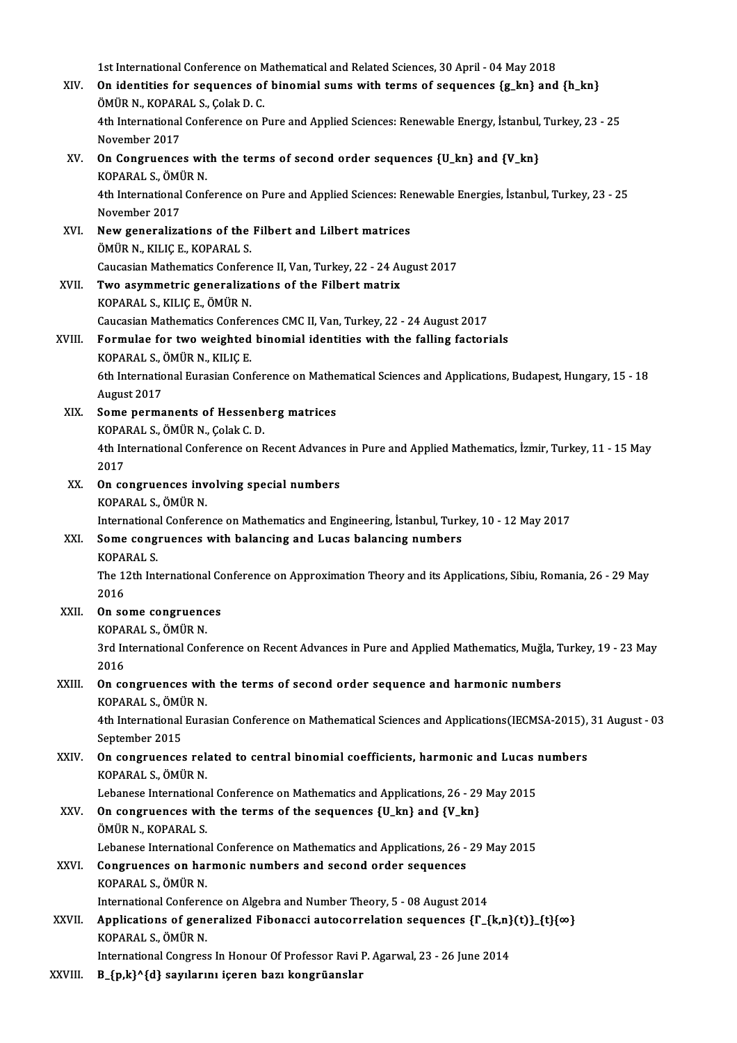1st International Conference on Mathematical and Related Sciences, 30 April - 04 May 2018

XIV. **On identities for sequences of binomial sums with terms of sequences $\{g_{kn}\}$ and $\{h_{kn}\}$**
ÖMÜR N., KOPARAL S., Çolak D. C.
4th International Conference on Pure and Applied Sciences: Renewable Energy, İstanbul, Turkey, 23 - 25 November 2017

XV. **On Congruences with the terms of second order sequences $\{U_{kn}\}$ and $\{V_{kn}\}$**
KOPARAL S., ÖMÜR N.
4th International Conference on Pure and Applied Sciences: Renewable Energies, İstanbul, Turkey, 23 - 25 November 2017

XVI. **New generalizations of the Filbert and Lilbert matrices**
ÖMÜR N., KILIÇ E., KOPARAL S.
Caucasian Mathematics Conference II, Van, Turkey, 22 - 24 August 2017

XVII. **Two asymmetric generalizations of the Filbert matrix**
KOPARAL S., KILIÇ E., ÖMÜR N.
Caucasian Mathematics Conferences CMC II, Van, Turkey, 22 - 24 August 2017

XVIII. **Formulae for two weighted binomial identities with the falling factorials**
KOPARAL S., ÖMÜR N., KILIÇ E.
6th International Eurasian Conference on Mathematical Sciences and Applications, Budapest, Hungary, 15 - 18 August 2017

XIX. **Some permanents of Hessenberg matrices**
KOPARAL S., ÖMÜR N., Çolak C. D.
4th International Conference on Recent Advances in Pure and Applied Mathematics, İzmir, Turkey, 11 - 15 May 2017

XX. **On congruences involving special numbers**
KOPARAL S., ÖMÜR N.
International Conference on Mathematics and Engineering, İstanbul, Turkey, 10 - 12 May 2017

XXI. **Some congruences with balancing and Lucas balancing numbers**
KOPARAL S.
The 12th International Conference on Approximation Theory and its Applications, Sibiu, Romania, 26 - 29 May 2016

XXII. **On some congruences**
KOPARAL S., ÖMÜR N.
3rd International Conference on Recent Advances in Pure and Applied Mathematics, Muğla, Turkey, 19 - 23 May 2016

XXIII. **On congruences with the terms of second order sequence and harmonic numbers**
KOPARAL S., ÖMÜR N.
4th International Eurasian Conference on Mathematical Sciences and Applications(IECMSA-2015), 31 August - 03 September 2015

XXIV. **On congruences related to central binomial coefficients, harmonic and Lucas numbers**
KOPARAL S., ÖMÜR N.
Lebanese International Conference on Mathematics and Applications, 26 - 29 May 2015

XXV. **On congruences with the terms of the sequences $\{U_{kn}\}$ and $\{V_{kn}\}$**
ÖMÜR N., KOPARAL S.
Lebanese International Conference on Mathematics and Applications, 26 - 29 May 2015

XXVI. **Congruences on harmonic numbers and second order sequences**
KOPARAL S., ÖMÜR N.
International Conference on Algebra and Number Theory, 5 - 08 August 2014

XXVII. **Applications of generalized Fibonacci autocorrelation sequences $\{\Gamma_{\{k,n\}}(t)\}_{\{t\}}\{\infty\}$**
KOPARAL S., ÖMÜR N.
International Congress In Honour Of Professor Ravi P. Agarwal, 23 - 26 June 2014

XXVIII. **$B_{\{p,k\}}^{\{d\}}$ sayılarını içeren bazı kongrüanslar**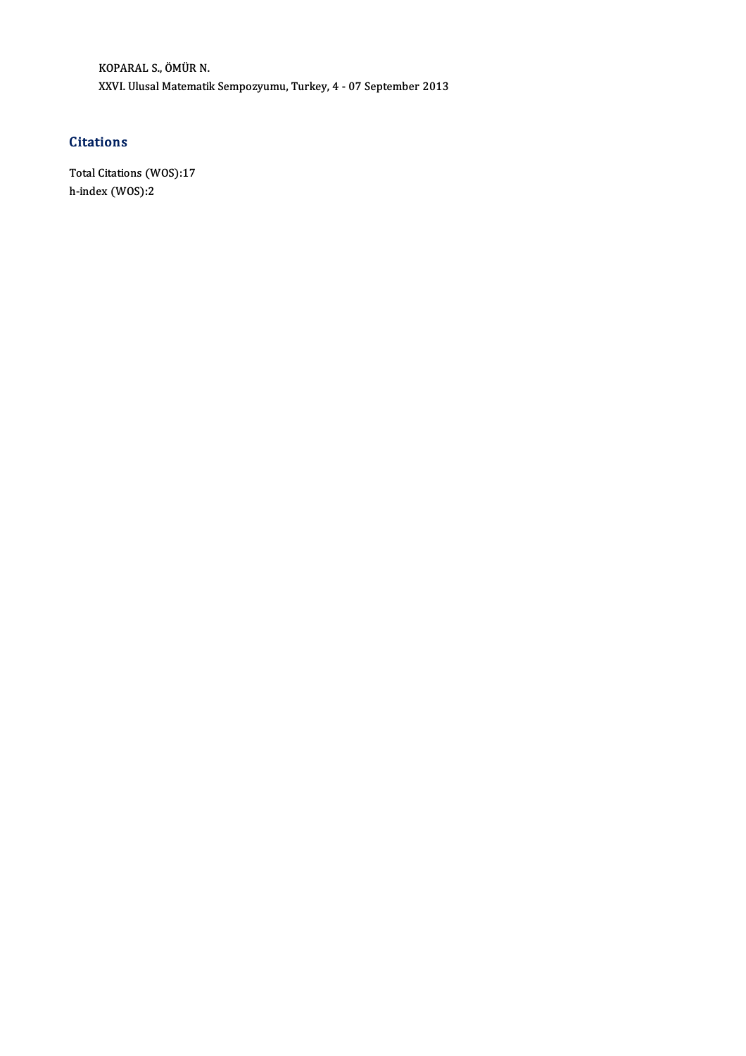KOPARAL S., ÖMÜR N.
XXVI. Ulusal Matematik Sempozyumu, Turkey, 4 - 07 September 2013

## Citations

Total Citations (WOS):17
h-index (WOS):2